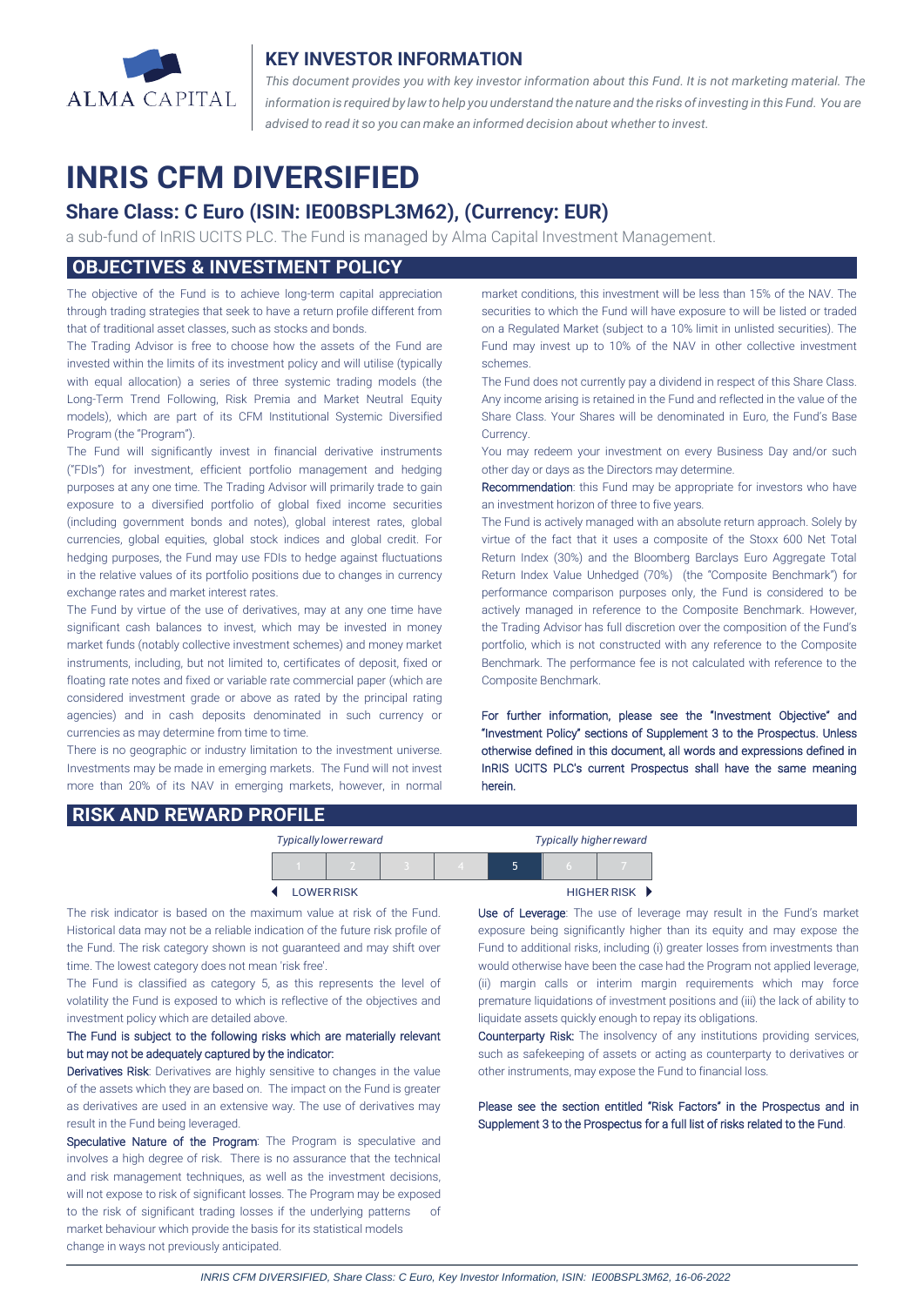ALMA CAPITAL

## KEY INVESTOR INFORMATION

*This document provides you with key investor information about this Fund. It is not marketing material. The information is required by law to help you understand the nature and the risks of investing in this Fund. You are advised to read it so you can make an informed decision about whether to invest.*

# INRIS CFM DIVERSIFIED

## Share Class: C Euro (ISIN: IE00BSPL3M62), (Currency: EUR)

a sub-fund of InRIS UCITS PLC. The Fund is managed by Alma Capital Investment Management.

## OBJECTIVES & INVESTMENT POLICY

The objective of the Fund is to achieve long-term capital appreciation through trading strategies that seek to have a return profile different from that of traditional asset classes, such as stocks and bonds.

The Trading Advisor is free to choose how the assets of the Fund are invested within the limits of its investment policy and will utilise (typically with equal allocation) a series of three systemic trading models (the Long-Term Trend Following, Risk Premia and Market Neutral Equity models), which are part of its CFM Institutional Systemic Diversified Program (the "Program").

The Fund will significantly invest in financial derivative instruments ("FDIs") for investment, efficient portfolio management and hedging purposes at any one time. The Trading Advisor will primarily trade to gain exposure to a diversified portfolio of global fixed income securities (including government bonds and notes), global interest rates, global currencies, global equities, global stock indices and global credit. For hedging purposes, the Fund may use FDIs to hedge against fluctuations in the relative values of its portfolio positions due to changes in currency exchange rates and market interest rates.

The Fund by virtue of the use of derivatives, may at any one time have significant cash balances to invest, which may be invested in money market funds (notably collective investment schemes) and money market instruments, including, but not limited to, certificates of deposit, fixed or floating rate notes and fixed or variable rate commercial paper (which are considered investment grade or above as rated by the principal rating agencies) and in cash deposits denominated in such currency or currencies as may determine from time to time.

There is no geographic or industry limitation to the investment universe. Investments may be made in emerging markets. The Fund will not invest more than 20% of its NAV in emerging markets, however, in normal market conditions, this investment will be less than 15% of the NAV. The securities to which the Fund will have exposure to will be listed or traded on a Regulated Market (subject to a 10% limit in unlisted securities). The Fund may invest up to 10% of the NAV in other collective investment schemes.

The Fund does not currently pay a dividend in respect of this Share Class. Any income arising is retained in the Fund and reflected in the value of the Share Class. Your Shares will be denominated in Euro, the Fund's Base Currency.

You may redeem your investment on every Business Day and/or such other day or days as the Directors may determine.

Recommendation: this Fund may be appropriate for investors who have an investment horizon of three to five years.

The Fund is actively managed with an absolute return approach. Solely by virtue of the fact that it uses a composite of the Stoxx 600 Net Total Return Index (30%) and the Bloomberg Barclays Euro Aggregate Total Return Index Value Unhedged (70%) (the "Composite Benchmark") for performance comparison purposes only, the Fund is considered to be actively managed in reference to the Composite Benchmark. However, the Trading Advisor has full discretion over the composition of the Fund's portfolio, which is not constructed with any reference to the Composite Benchmark. The performance fee is not calculated with reference to the Composite Benchmark.

For further information, please see the "Investment Objective" and "Investment Policy" sections of Supplement 3 to the Prospectus. Unless otherwise defined in this document, all words and expressions defined in InRIS UCITS PLC's current Prospectus shall have the same meaning herein.

## RISK AND REWARD PROFILE

| *Typically lower reward* | | | | | | *Typically higher reward* |
|---|---|---|---|---|---|---|
| 1 | 2 | 3 | 4 | **5** | 6 | 7 |
| ◄ LOWER RISK | | | | | | HIGHER RISK ► |

The risk indicator is based on the maximum value at risk of the Fund. Historical data may not be a reliable indication of the future risk profile of the Fund. The risk category shown is not guaranteed and may shift over time. The lowest category does not mean 'risk free'.

The Fund is classified as category 5, as this represents the level of volatility the Fund is exposed to which is reflective of the objectives and investment policy which are detailed above.

The Fund is subject to the following risks which are materially relevant but may not be adequately captured by the indicator:

Derivatives Risk: Derivatives are highly sensitive to changes in the value of the assets which they are based on. The impact on the Fund is greater as derivatives are used in an extensive way. The use of derivatives may result in the Fund being leveraged.

Speculative Nature of the Program: The Program is speculative and involves a high degree of risk. There is no assurance that the technical and risk management techniques, as well as the investment decisions, will not expose to risk of significant losses. The Program may be exposed to the risk of significant trading losses if the underlying patterns of market behaviour which provide the basis for its statistical models change in ways not previously anticipated.

Use of Leverage: The use of leverage may result in the Fund's market exposure being significantly higher than its equity and may expose the Fund to additional risks, including (i) greater losses from investments than would otherwise have been the case had the Program not applied leverage, (ii) margin calls or interim margin requirements which may force premature liquidations of investment positions and (iii) the lack of ability to liquidate assets quickly enough to repay its obligations.

Counterparty Risk: The insolvency of any institutions providing services, such as safekeeping of assets or acting as counterparty to derivatives or other instruments, may expose the Fund to financial loss.

Please see the section entitled "Risk Factors" in the Prospectus and in Supplement 3 to the Prospectus for a full list of risks related to the Fund.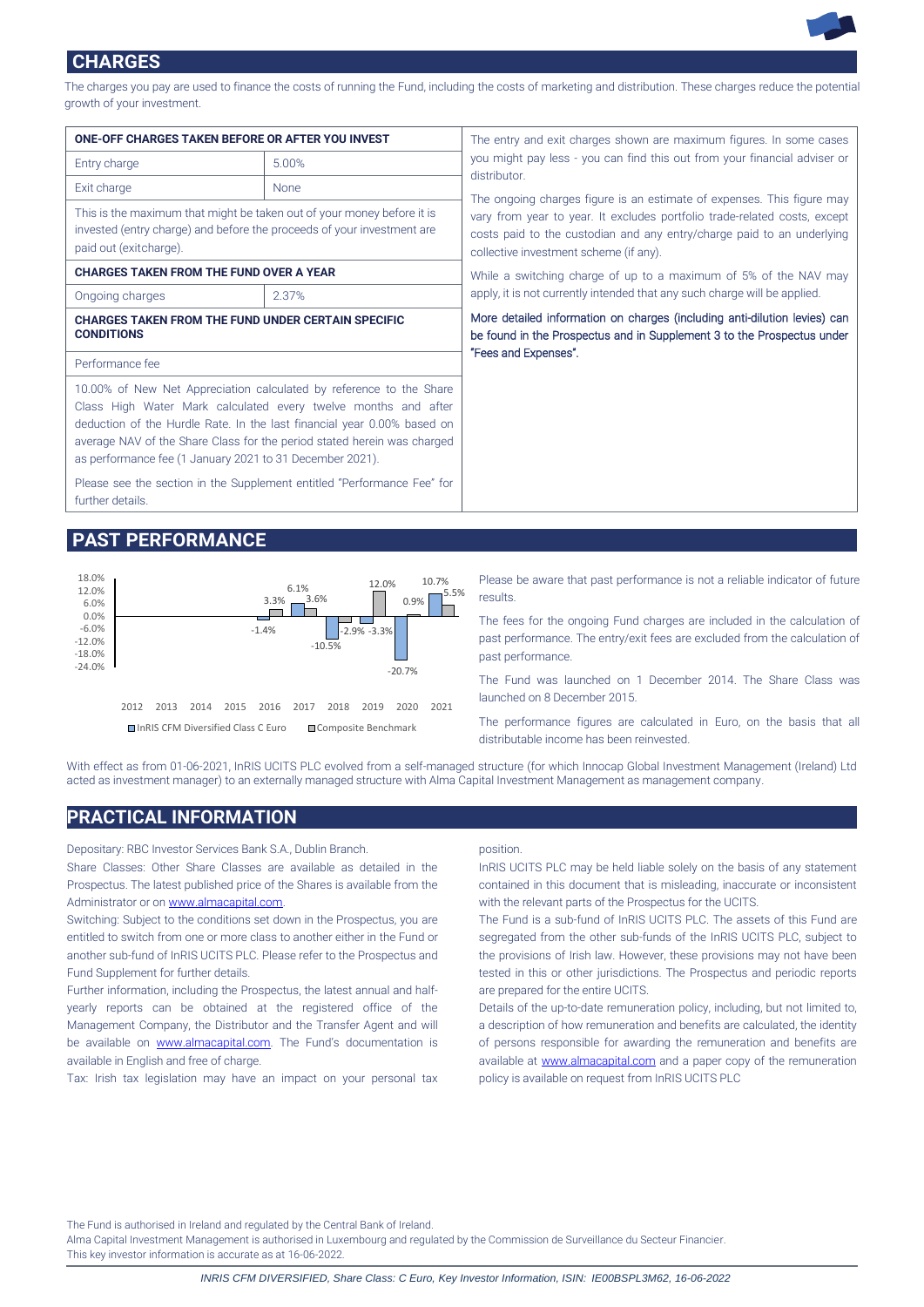## CHARGES

The charges you pay are used to finance the costs of running the Fund, including the costs of marketing and distribution. These charges reduce the potential growth of your investment.

| ONE-OFF CHARGES TAKEN BEFORE OR AFTER YOU INVEST | |
|---|---|
| Entry charge | 5.00% |
| Exit charge | None |
| This is the maximum that might be taken out of your money before it is invested (entry charge) and before the proceeds of your investment are paid out (exitcharge). | |
| **CHARGES TAKEN FROM THE FUND OVER A YEAR** | |
| Ongoing charges | 2.37% |
| **CHARGES TAKEN FROM THE FUND UNDER CERTAIN SPECIFIC CONDITIONS** | |
| Performance fee | |
| 10.00% of New Net Appreciation calculated by reference to the Share Class High Water Mark calculated every twelve months and after deduction of the Hurdle Rate. In the last financial year 0.00% based on average NAV of the Share Class for the period stated herein was charged as performance fee (1 January 2021 to 31 December 2021). Please see the section in the Supplement entitled "Performance Fee" for further details. | |

The entry and exit charges shown are maximum figures. In some cases you might pay less - you can find this out from your financial adviser or distributor.

The ongoing charges figure is an estimate of expenses. This figure may vary from year to year. It excludes portfolio trade-related costs, except costs paid to the custodian and any entry/charge paid to an underlying collective investment scheme (if any).

While a switching charge of up to a maximum of 5% of the NAV may apply, it is not currently intended that any such charge will be applied.

More detailed information on charges (including anti-dilution levies) can be found in the Prospectus and in Supplement 3 to the Prospectus under "Fees and Expenses".

## PAST PERFORMANCE

18.0%
12.0%
6.0%
0.0%
-6.0%
-12.0%
-18.0%
-24.0%

3.3% -1.4% 6.1% 3.6% -10.5% -2.9% -3.3% 12.0% -20.7% 0.9% 10.7% 5.5%

2012 2013 2014 2015 2016 2017 2018 2019 2020 2021

InRIS CFM Diversified Class C Euro    Composite Benchmark

Please be aware that past performance is not a reliable indicator of future results.

The fees for the ongoing Fund charges are included in the calculation of past performance. The entry/exit fees are excluded from the calculation of past performance.

The Fund was launched on 1 December 2014. The Share Class was launched on 8 December 2015.

The performance figures are calculated in Euro, on the basis that all distributable income has been reinvested.

With effect as from 01-06-2021, InRIS UCITS PLC evolved from a self-managed structure (for which Innocap Global Investment Management (Ireland) Ltd acted as investment manager) to an externally managed structure with Alma Capital Investment Management as management company.

## PRACTICAL INFORMATION

Depositary: RBC Investor Services Bank S.A., Dublin Branch.

Share Classes: Other Share Classes are available as detailed in the Prospectus. The latest published price of the Shares is available from the Administrator or on www.almacapital.com.

Switching: Subject to the conditions set down in the Prospectus, you are entitled to switch from one or more class to another either in the Fund or another sub-fund of InRIS UCITS PLC. Please refer to the Prospectus and Fund Supplement for further details.

Further information, including the Prospectus, the latest annual and half-yearly reports can be obtained at the registered office of the Management Company, the Distributor and the Transfer Agent and will be available on www.almacapital.com. The Fund's documentation is available in English and free of charge.

Tax: Irish tax legislation may have an impact on your personal tax position.

InRIS UCITS PLC may be held liable solely on the basis of any statement contained in this document that is misleading, inaccurate or inconsistent with the relevant parts of the Prospectus for the UCITS.

The Fund is a sub-fund of InRIS UCITS PLC. The assets of this Fund are segregated from the other sub-funds of the InRIS UCITS PLC, subject to the provisions of Irish law. However, these provisions may not have been tested in this or other jurisdictions. The Prospectus and periodic reports are prepared for the entire UCITS.

Details of the up-to-date remuneration policy, including, but not limited to, a description of how remuneration and benefits are calculated, the identity of persons responsible for awarding the remuneration and benefits are available at www.almacapital.com and a paper copy of the remuneration policy is available on request from InRIS UCITS PLC

The Fund is authorised in Ireland and regulated by the Central Bank of Ireland.
Alma Capital Investment Management is authorised in Luxembourg and regulated by the Commission de Surveillance du Secteur Financier.
This key investor information is accurate as at 16-06-2022.